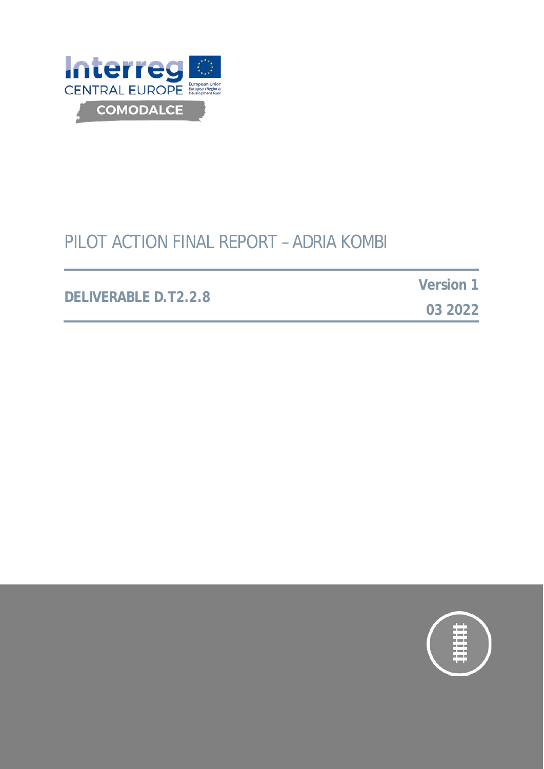Interreg CENTRAL EUROPE

COMODALCE

# PILOT ACTION FINAL REPORT – ADRIA KOMBI

**DELIVERABLE D.T2.2.8**

**Version 1**

**03 2022**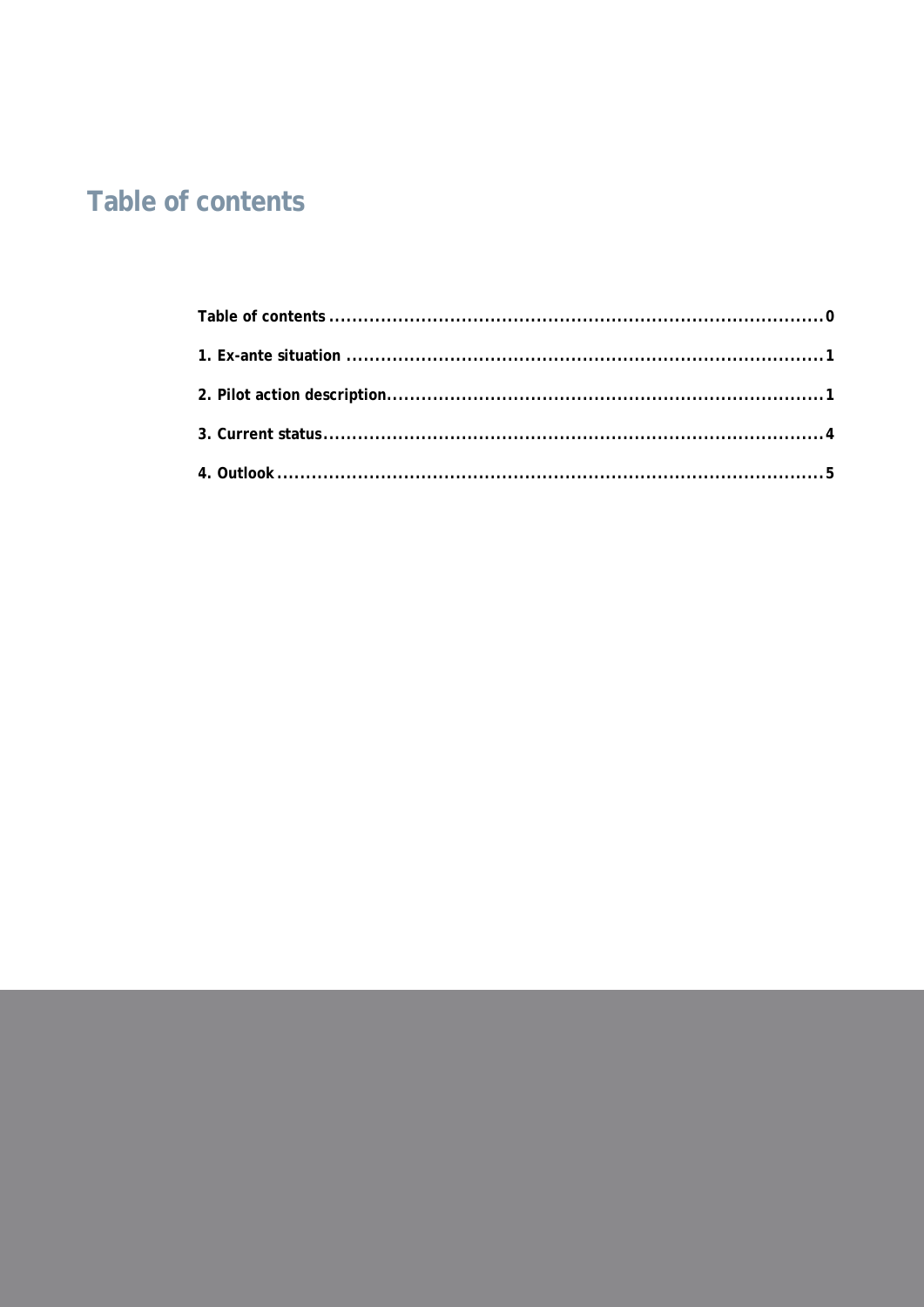# Table of contents

| | |
|---|---|
| Table of contents | 0 |
| 1. Ex-ante situation | 1 |
| 2. Pilot action description | 1 |
| 3. Current status | 4 |
| 4. Outlook | 5 |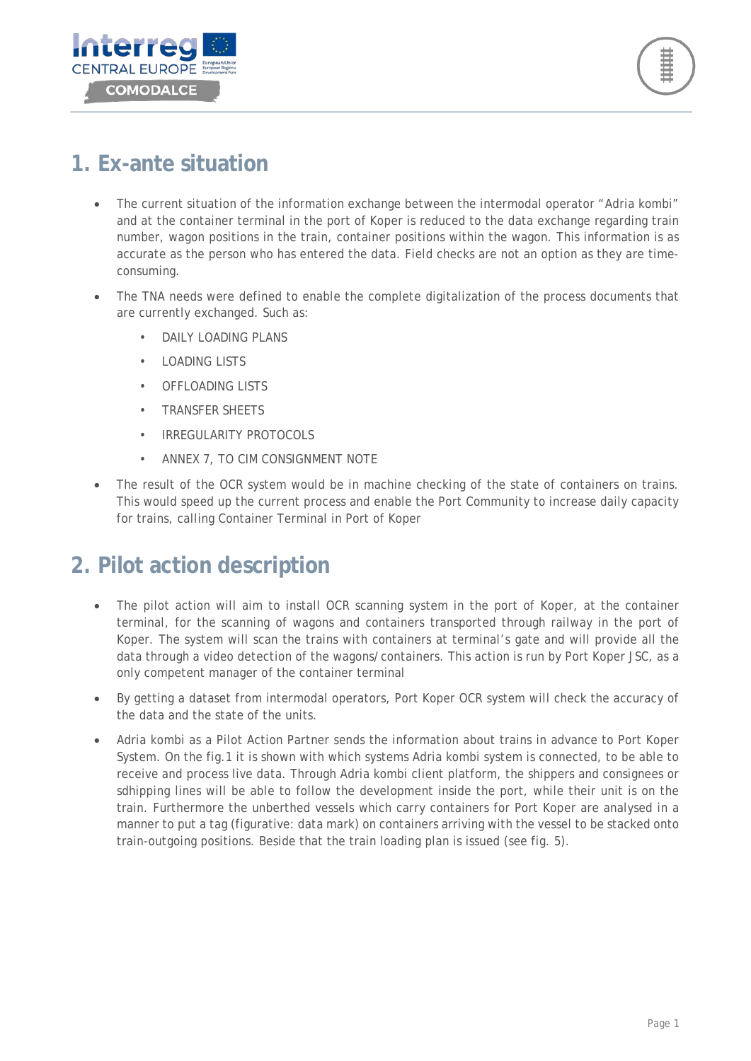## 1. Ex-ante situation

- The current situation of the information exchange between the intermodal operator "Adria kombi" and at the container terminal in the port of Koper is reduced to the data exchange regarding train number, wagon positions in the train, container positions within the wagon. This information is as accurate as the person who has entered the data. Field checks are not an option as they are time-consuming.
- The TNA needs were defined to enable the complete digitalization of the process documents that are currently exchanged. Such as:
  - DAILY LOADING PLANS
  - LOADING LISTS
  - OFFLOADING LISTS
  - TRANSFER SHEETS
  - IRREGULARITY PROTOCOLS
  - ANNEX 7, TO CIM CONSIGNMENT NOTE
- The result of the OCR system would be in machine checking of the state of containers on trains. This would speed up the current process and enable the Port Community to increase daily capacity for trains, calling Container Terminal in Port of Koper

## 2. Pilot action description

- The pilot action will aim to install OCR scanning system in the port of Koper, at the container terminal, for the scanning of wagons and containers transported through railway in the port of Koper. The system will scan the trains with containers at terminal's gate and will provide all the data through a video detection of the wagons/containers. This action is run by Port Koper JSC, as a only competent manager of the container terminal
- By getting a dataset from intermodal operators, Port Koper OCR system will check the accuracy of the data and the state of the units.
- Adria kombi as a Pilot Action Partner sends the information about trains in advance to Port Koper System. On the fig.1 it is shown with which systems Adria kombi system is connected, to be able to receive and process live data. Through Adria kombi client platform, the shippers and consignees or sdhipping lines will be able to follow the development inside the port, while their unit is on the train. Furthermore the unberthed vessels which carry containers for Port Koper are analysed in a manner to put a tag (figurative: data mark) on containers arriving with the vessel to be stacked onto train-outgoing positions. Beside that the train loading plan is issued (see fig. 5).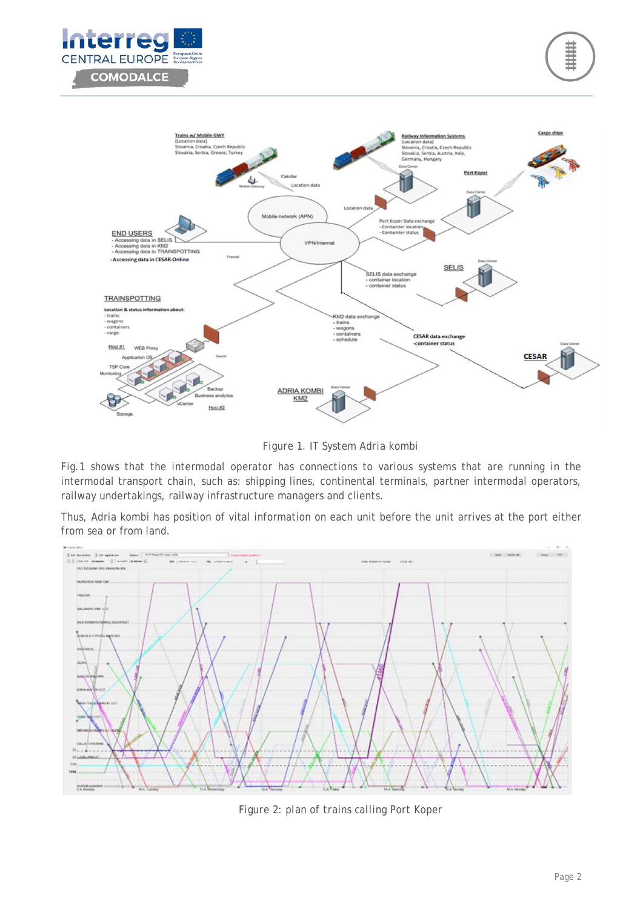Figure 1. IT System Adria kombi

Fig.1 shows that the intermodal operator has connections to various systems that are running in the intermodal transport chain, such as: shipping lines, continental terminals, partner intermodal operators, railway undertakings, railway infrastructure managers and clients.

Thus, Adria kombi has position of vital information on each unit before the unit arrives at the port either from sea or from land.

Figure 2: plan of trains calling Port Koper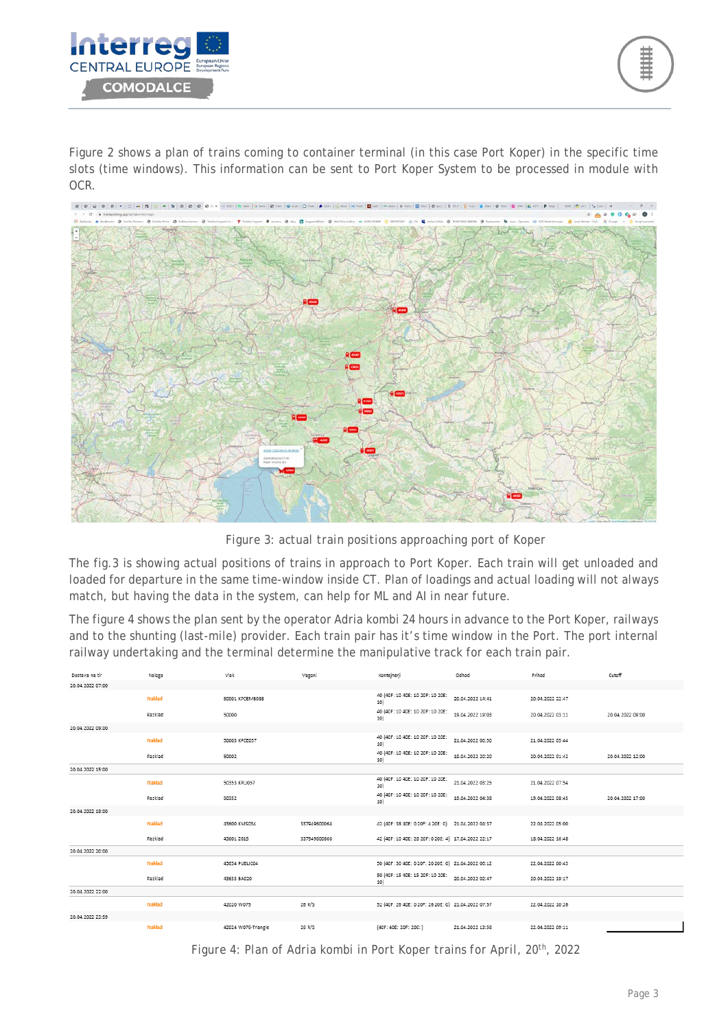Figure 2 shows a plan of trains coming to container terminal (in this case Port Koper) in the specific time slots (time windows). This information can be sent to Port Koper System to be processed in module with OCR.

Figure 3: actual train positions approaching port of Koper

The fig.3 is showing actual positions of trains in approach to Port Koper. Each train will get unloaded and loaded for departure in the same time-window inside CT. Plan of loadings and actual loading will not always match, but having the data in the system, can help for ML and AI in near future.

The figure 4 shows the plan sent by the operator Adria kombi 24 hours in advance to the Port Koper, railways and to the shunting (last-mile) provider. Each train pair has it's time window in the Port. The port internal railway undertaking and the terminal determine the manipulative track for each train pair.

| Dostava na tir | Naloga | Vlak | Vagoni | Kontejnerji | Odhod | Prihod | Cutoff |
|---|---|---|---|---|---|---|---|
| 20.04.2022 07:00 | | | | | | | |
| | Naklad | 50001 KPCEM8088 | | 40 (40F: 10 40E: 10 20F: 10 20E: 10) | 20.04.2022 14:41 | 20.04.2022 22:47 | |
| | Razklad | 50000 | | 40 (40F: 10 40E: 10 20F: 10 20E: 10) | 19.04.2022 19:03 | 20.04.2022 03:11 | 20.04.2022 09:00 |
| 20.04.2022 09:00 | | | | | | | |
| | Naklad | 50003 KPCE057 | | 40 (40F: 10 40E: 10 20F: 10 20E: 10) | 21.04.2022 00:30 | 21.04.2022 05:44 | |
| | Razklad | 50002 | | 40 (40F: 10 40E: 10 20F: 10 20E: 10) | 19.04.2022 20:20 | 20.04.2022 01:42 | 20.04.2022 12:00 |
| 20.04.2022 15:00 | | | | | | | |
| | Naklad | 50353 KPLJ057 | | 40 (40F: 10 40E: 10 20F: 10 20E: 10) | 21.04.2022 03:25 | 21.04.2022 07:54 | |
| | Razklad | 50352 | | 40 (40F: 10 40E: 10 20F: 10 20E: 10) | 19.04.2022 04:38 | 19.04.2022 08:45 | 20.04.2022 17:00 |
| 20.04.2022 18:00 | | | | | | | |
| | Naklad | 43600 KMS034 | 337949600061 | 42 (40F: 38 40E: 0 20F: 4 20E: 0) | 21.04.2022 04:37 | 22.04.2022 05:00 | |
| | Razklad | 43601 2015 | 337949600866 | 42 (40F: 10 40E: 28 20F: 0 20E: 4) | 17.04.2022 22:17 | 18.04.2022 16:48 | |
| 20.04.2022 20:00 | | | | | | | |
| | Naklad | 43634 PUBLIC04 | | 50 (40F: 30 40E: 0 20F: 20 20E: 0) | 21.04.2022 06:12 | 22.04.2022 00:43 | |
| | Razklad | 43633 BAG20 | | 50 (40F: 15 40E: 15 20F: 10 20E: 10) | 20.04.2022 02:47 | 20.04.2022 19:17 | |
| 20.04.2022 22:00 | | | | | | | |
| | Naklad | 42020 W073 | 26 R/S | 52 (40F: 26 40E: 0 20F: 26 20E: 0) | 21.04.2022 07:37 | 22.04.2022 10:26 | |
| 20.04.2022 23:59 | | | | | | | |
| | Naklad | 42024 W076-Triangle | 26 R/S | (40F: 40E: 20F: 20E: ) | 21.04.2022 13:58 | 22.04.2022 09:11 | |

Figure 4: Plan of Adria kombi in Port Koper trains for April, 20th, 2022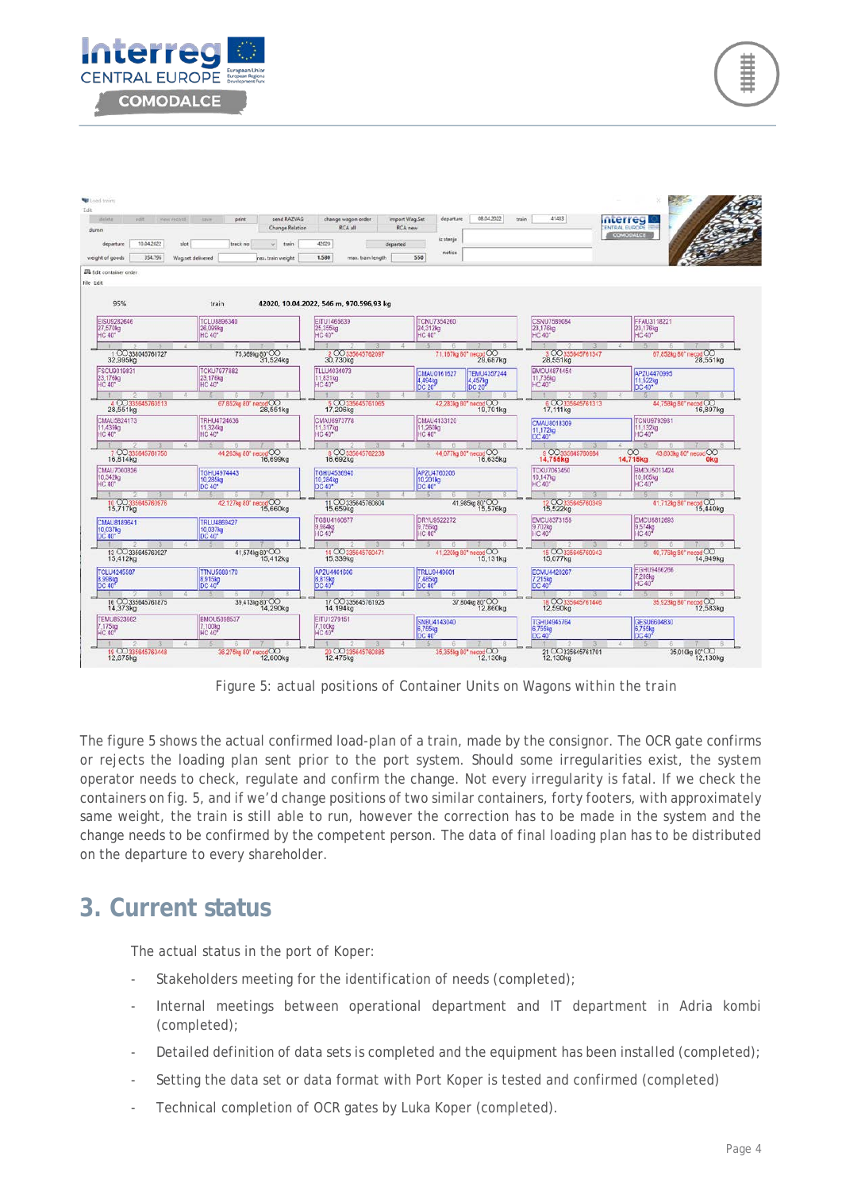Figure 5: actual positions of Container Units on Wagons within the train

The figure 5 shows the actual confirmed load-plan of a train, made by the consignor. The OCR gate confirms or rejects the loading plan sent prior to the port system. Should some irregularities exist, the system operator needs to check, regulate and confirm the change. Not every irregularity is fatal. If we check the containers on fig. 5, and if we'd change positions of two similar containers, forty footers, with approximately same weight, the train is still able to run, however the correction has to be made in the system and the change needs to be confirmed by the competent person. The data of final loading plan has to be distributed on the departure to every shareholder.

## 3. Current status

The actual status in the port of Koper:

- Stakeholders meeting for the identification of needs (completed);
- Internal meetings between operational department and IT department in Adria kombi (completed);
- Detailed definition of data sets is completed and the equipment has been installed (completed);
- Setting the data set or data format with Port Koper is tested and confirmed (completed)
- Technical completion of OCR gates by Luka Koper (completed).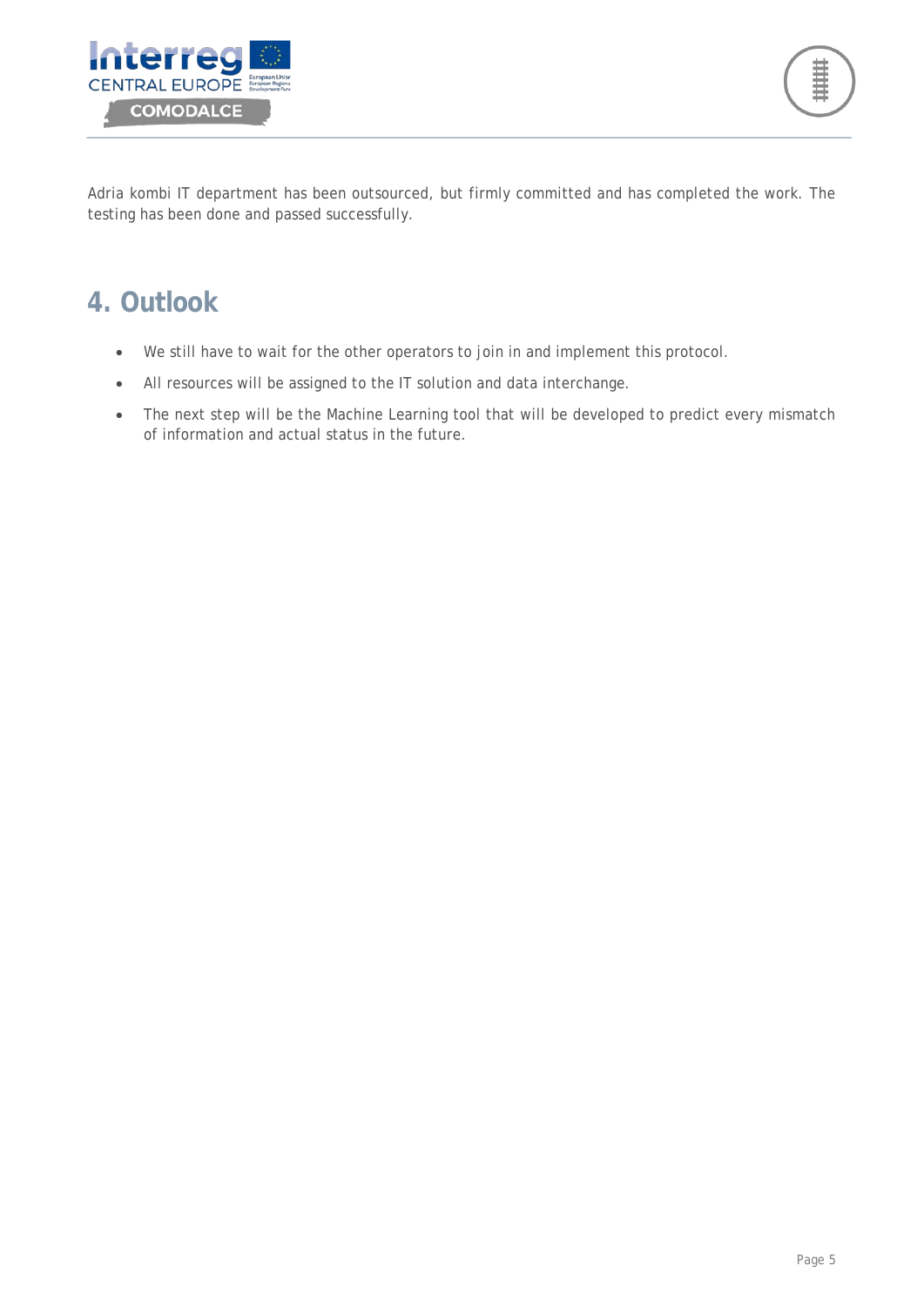Adria kombi IT department has been outsourced, but firmly committed and has completed the work. The testing has been done and passed successfully.

# 4. Outlook

- We still have to wait for the other operators to join in and implement this protocol.
- All resources will be assigned to the IT solution and data interchange.
- The next step will be the Machine Learning tool that will be developed to predict every mismatch of information and actual status in the future.